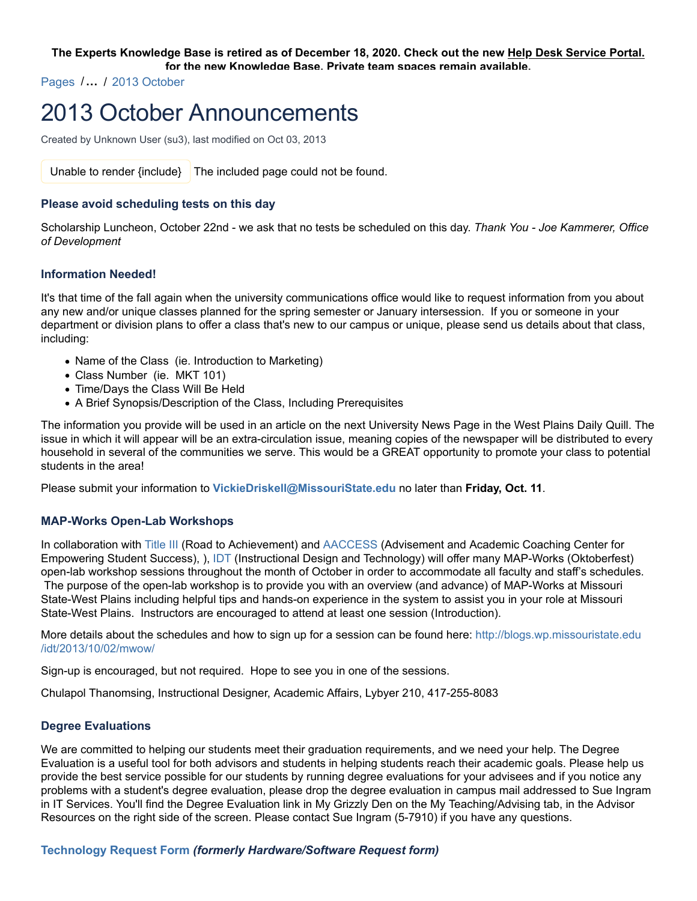**The Experts Knowledge Base is retired as of December 18, 2020. Check out the new Help Desk Service Portal. for the new Knowledge Base. Private team spaces remain available.**

Pages / … / 2013 October

# 2013 October Announcements

Created by Unknown User (su3), last modified on Oct 03, 2013

Unable to render {include} The included page could not be found.

### Please avoid scheduling tests on this day

Scholarship Luncheon, October 22nd - we ask that no tests be scheduled on this day. *Thank You - Joe Kammerer, Office of Development*

### Information Needed!

It's that time of the fall again when the university communications office would like to request information from you about any new and/or unique classes planned for the spring semester or January intersession. If you or someone in your department or division plans to offer a class that's new to our campus or unique, please send us details about that class, including:

- Name of the Class (ie. Introduction to Marketing)
- Class Number (ie. MKT 101)
- Time/Days the Class Will Be Held
- A Brief Synopsis/Description of the Class, Including Prerequisites

The information you provide will be used in an article on the next University News Page in the West Plains Daily Quill. The issue in which it will appear will be an extra-circulation issue, meaning copies of the newspaper will be distributed to every household in several of the communities we serve. This would be a GREAT opportunity to promote your class to potential students in the area!

Please submit your information to **VickieDriskell@MissouriState.edu** no later than **Friday, Oct. 11**.

### MAP-Works Open-Lab Workshops

In collaboration with Title III (Road to Achievement) and AACCESS (Advisement and Academic Coaching Center for Empowering Student Success), ), IDT (Instructional Design and Technology) will offer many MAP-Works (Oktoberfest) open-lab workshop sessions throughout the month of October in order to accommodate all faculty and staff's schedules. The purpose of the open-lab workshop is to provide you with an overview (and advance) of MAP-Works at Missouri State-West Plains including helpful tips and hands-on experience in the system to assist you in your role at Missouri State-West Plains. Instructors are encouraged to attend at least one session (Introduction).

More details about the schedules and how to sign up for a session can be found here: http://blogs.wp.missouristate.edu/idt/2013/10/02/mwow/

Sign-up is encouraged, but not required. Hope to see you in one of the sessions.

Chulapol Thanomsing, Instructional Designer, Academic Affairs, Lybyer 210, 417-255-8083

### Degree Evaluations

We are committed to helping our students meet their graduation requirements, and we need your help. The Degree Evaluation is a useful tool for both advisors and students in helping students reach their academic goals. Please help us provide the best service possible for our students by running degree evaluations for your advisees and if you notice any problems with a student's degree evaluation, please drop the degree evaluation in campus mail addressed to Sue Ingram in IT Services. You'll find the Degree Evaluation link in My Grizzly Den on the My Teaching/Advising tab, in the Advisor Resources on the right side of the screen. Please contact Sue Ingram (5-7910) if you have any questions.

### Technology Request Form *(formerly Hardware/Software Request form)*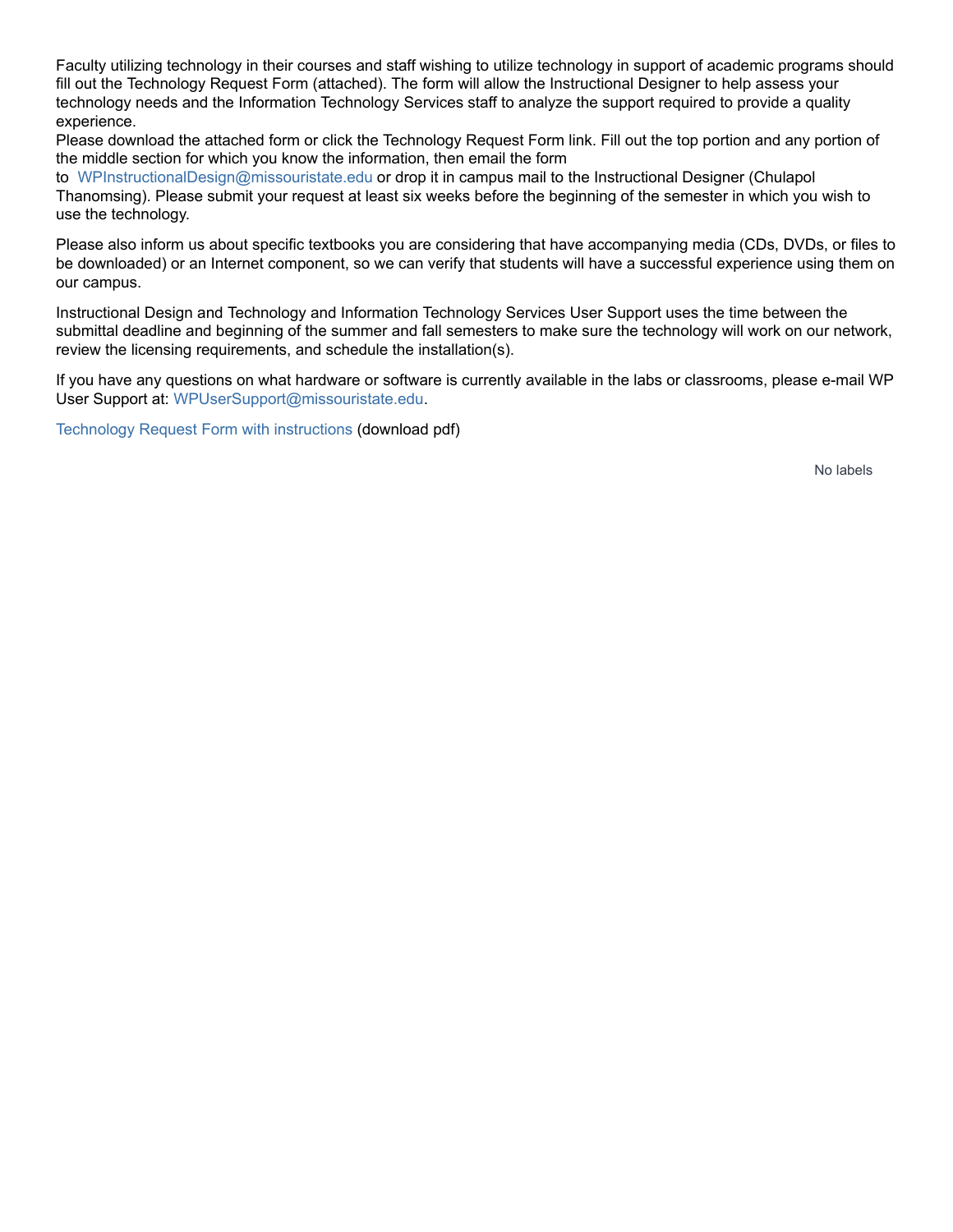Faculty utilizing technology in their courses and staff wishing to utilize technology in support of academic programs should fill out the Technology Request Form (attached). The form will allow the Instructional Designer to help assess your technology needs and the Information Technology Services staff to analyze the support required to provide a quality experience.
Please download the attached form or click the Technology Request Form link. Fill out the top portion and any portion of the middle section for which you know the information, then email the form to WPInstructionalDesign@missouristate.edu or drop it in campus mail to the Instructional Designer (Chulapol Thanomsing). Please submit your request at least six weeks before the beginning of the semester in which you wish to use the technology.

Please also inform us about specific textbooks you are considering that have accompanying media (CDs, DVDs, or files to be downloaded) or an Internet component, so we can verify that students will have a successful experience using them on our campus.

Instructional Design and Technology and Information Technology Services User Support uses the time between the submittal deadline and beginning of the summer and fall semesters to make sure the technology will work on our network, review the licensing requirements, and schedule the installation(s).

If you have any questions on what hardware or software is currently available in the labs or classrooms, please e-mail WP User Support at: WPUserSupport@missouristate.edu.

Technology Request Form with instructions (download pdf)

No labels